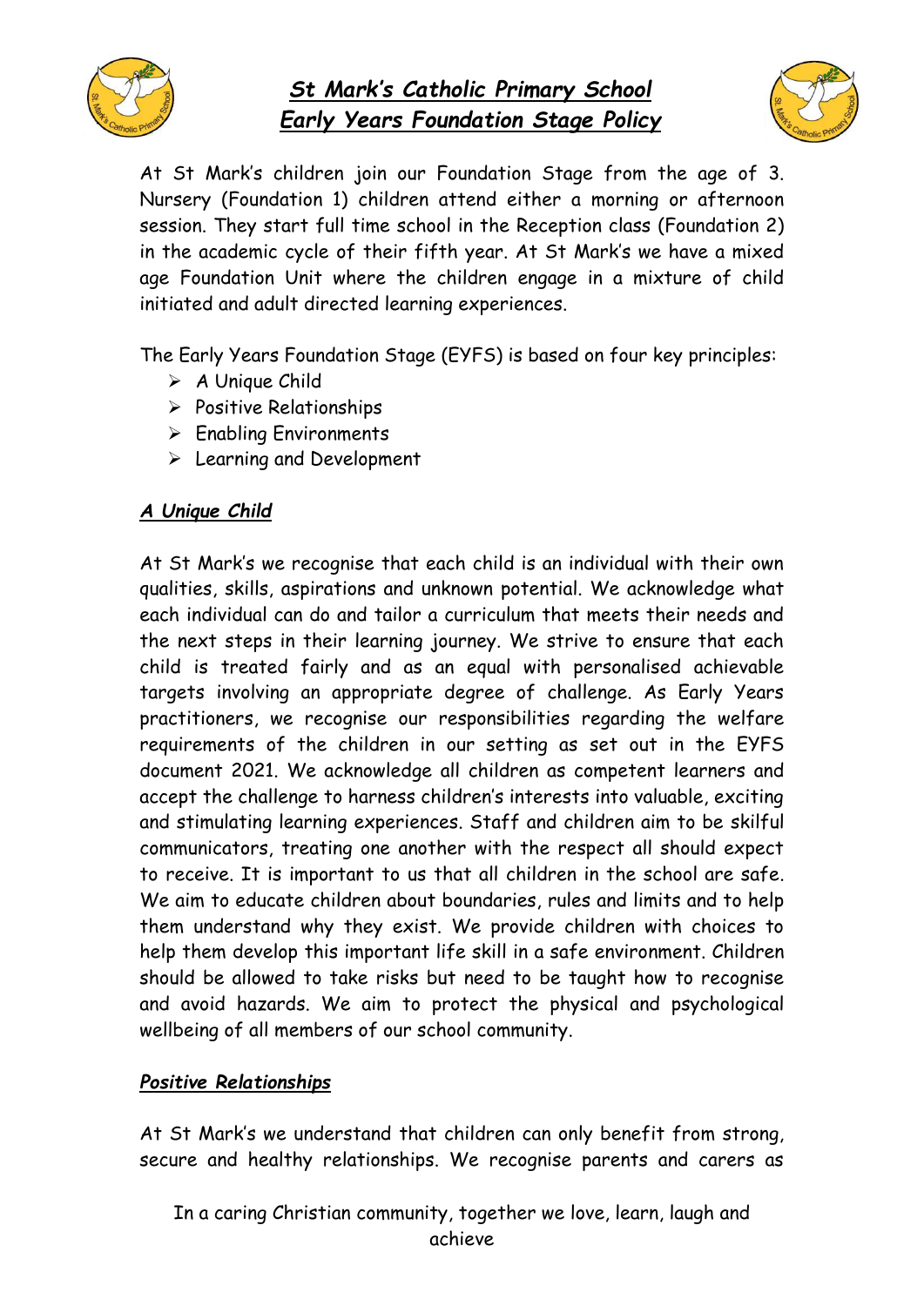# *St Mark's Catholic Primary School*
# *Early Years Foundation Stage Policy*

At St Mark's children join our Foundation Stage from the age of 3. Nursery (Foundation 1) children attend either a morning or afternoon session. They start full time school in the Reception class (Foundation 2) in the academic cycle of their fifth year. At St Mark's we have a mixed age Foundation Unit where the children engage in a mixture of child initiated and adult directed learning experiences.

The Early Years Foundation Stage (EYFS) is based on four key principles:

- A Unique Child
- Positive Relationships
- Enabling Environments
- Learning and Development

## *A Unique Child*

At St Mark's we recognise that each child is an individual with their own qualities, skills, aspirations and unknown potential. We acknowledge what each individual can do and tailor a curriculum that meets their needs and the next steps in their learning journey. We strive to ensure that each child is treated fairly and as an equal with personalised achievable targets involving an appropriate degree of challenge. As Early Years practitioners, we recognise our responsibilities regarding the welfare requirements of the children in our setting as set out in the EYFS document 2021. We acknowledge all children as competent learners and accept the challenge to harness children's interests into valuable, exciting and stimulating learning experiences. Staff and children aim to be skilful communicators, treating one another with the respect all should expect to receive. It is important to us that all children in the school are safe. We aim to educate children about boundaries, rules and limits and to help them understand why they exist. We provide children with choices to help them develop this important life skill in a safe environment. Children should be allowed to take risks but need to be taught how to recognise and avoid hazards. We aim to protect the physical and psychological wellbeing of all members of our school community.

## *Positive Relationships*

At St Mark's we understand that children can only benefit from strong, secure and healthy relationships. We recognise parents and carers as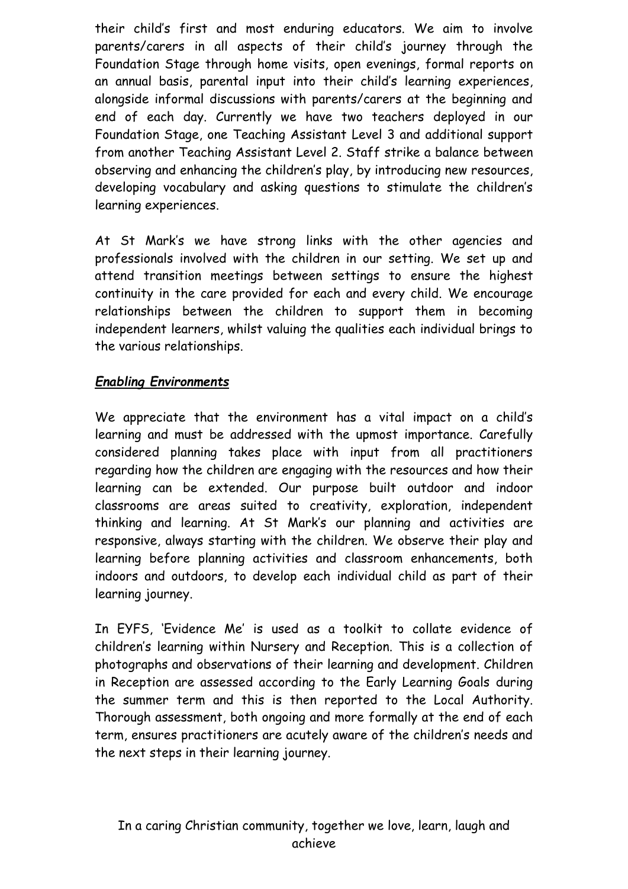their child's first and most enduring educators. We aim to involve parents/carers in all aspects of their child's journey through the Foundation Stage through home visits, open evenings, formal reports on an annual basis, parental input into their child's learning experiences, alongside informal discussions with parents/carers at the beginning and end of each day. Currently we have two teachers deployed in our Foundation Stage, one Teaching Assistant Level 3 and additional support from another Teaching Assistant Level 2. Staff strike a balance between observing and enhancing the children's play, by introducing new resources, developing vocabulary and asking questions to stimulate the children's learning experiences.

At St Mark's we have strong links with the other agencies and professionals involved with the children in our setting. We set up and attend transition meetings between settings to ensure the highest continuity in the care provided for each and every child. We encourage relationships between the children to support them in becoming independent learners, whilst valuing the qualities each individual brings to the various relationships.

***Enabling Environments***

We appreciate that the environment has a vital impact on a child's learning and must be addressed with the upmost importance. Carefully considered planning takes place with input from all practitioners regarding how the children are engaging with the resources and how their learning can be extended. Our purpose built outdoor and indoor classrooms are areas suited to creativity, exploration, independent thinking and learning. At St Mark's our planning and activities are responsive, always starting with the children. We observe their play and learning before planning activities and classroom enhancements, both indoors and outdoors, to develop each individual child as part of their learning journey.

In EYFS, 'Evidence Me' is used as a toolkit to collate evidence of children's learning within Nursery and Reception. This is a collection of photographs and observations of their learning and development. Children in Reception are assessed according to the Early Learning Goals during the summer term and this is then reported to the Local Authority. Thorough assessment, both ongoing and more formally at the end of each term, ensures practitioners are acutely aware of the children's needs and the next steps in their learning journey.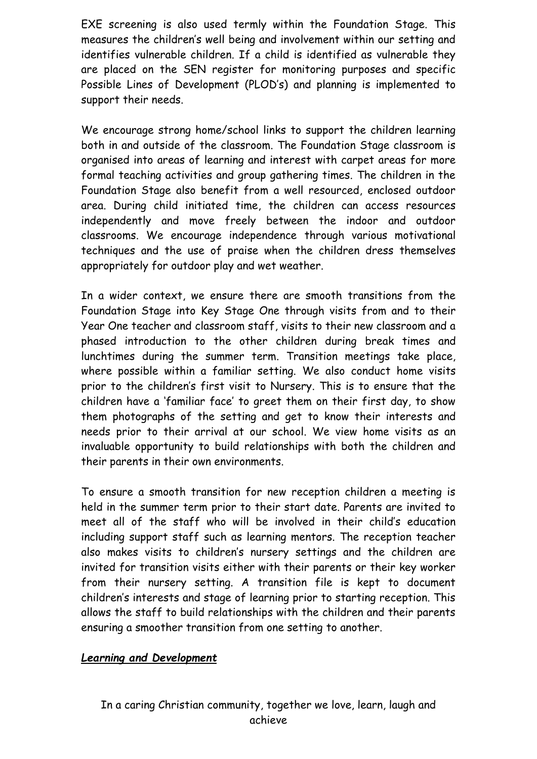EXE screening is also used termly within the Foundation Stage. This measures the children's well being and involvement within our setting and identifies vulnerable children. If a child is identified as vulnerable they are placed on the SEN register for monitoring purposes and specific Possible Lines of Development (PLOD's) and planning is implemented to support their needs.

We encourage strong home/school links to support the children learning both in and outside of the classroom. The Foundation Stage classroom is organised into areas of learning and interest with carpet areas for more formal teaching activities and group gathering times. The children in the Foundation Stage also benefit from a well resourced, enclosed outdoor area. During child initiated time, the children can access resources independently and move freely between the indoor and outdoor classrooms. We encourage independence through various motivational techniques and the use of praise when the children dress themselves appropriately for outdoor play and wet weather.

In a wider context, we ensure there are smooth transitions from the Foundation Stage into Key Stage One through visits from and to their Year One teacher and classroom staff, visits to their new classroom and a phased introduction to the other children during break times and lunchtimes during the summer term. Transition meetings take place, where possible within a familiar setting. We also conduct home visits prior to the children's first visit to Nursery. This is to ensure that the children have a 'familiar face' to greet them on their first day, to show them photographs of the setting and get to know their interests and needs prior to their arrival at our school. We view home visits as an invaluable opportunity to build relationships with both the children and their parents in their own environments.

To ensure a smooth transition for new reception children a meeting is held in the summer term prior to their start date. Parents are invited to meet all of the staff who will be involved in their child's education including support staff such as learning mentors. The reception teacher also makes visits to children's nursery settings and the children are invited for transition visits either with their parents or their key worker from their nursery setting. A transition file is kept to document children's interests and stage of learning prior to starting reception. This allows the staff to build relationships with the children and their parents ensuring a smoother transition from one setting to another.

***Learning and Development***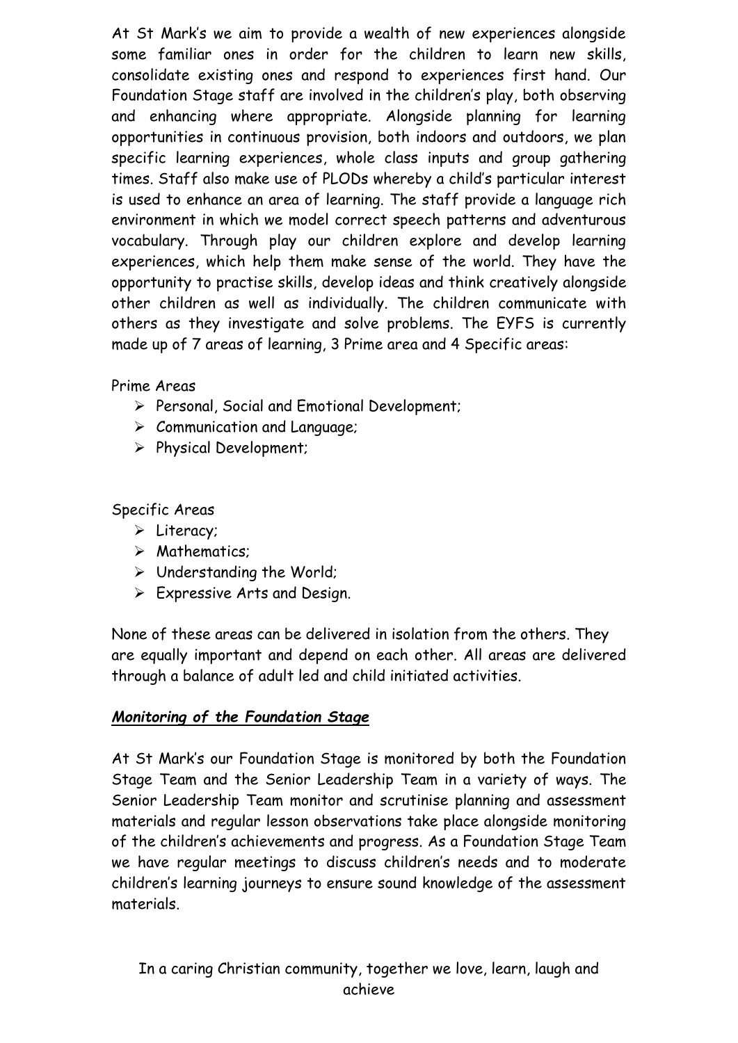At St Mark's we aim to provide a wealth of new experiences alongside some familiar ones in order for the children to learn new skills, consolidate existing ones and respond to experiences first hand. Our Foundation Stage staff are involved in the children's play, both observing and enhancing where appropriate. Alongside planning for learning opportunities in continuous provision, both indoors and outdoors, we plan specific learning experiences, whole class inputs and group gathering times. Staff also make use of PLODs whereby a child's particular interest is used to enhance an area of learning. The staff provide a language rich environment in which we model correct speech patterns and adventurous vocabulary. Through play our children explore and develop learning experiences, which help them make sense of the world. They have the opportunity to practise skills, develop ideas and think creatively alongside other children as well as individually. The children communicate with others as they investigate and solve problems. The EYFS is currently made up of 7 areas of learning, 3 Prime area and 4 Specific areas:

Prime Areas

- Personal, Social and Emotional Development;
- Communication and Language;
- Physical Development;

Specific Areas

- Literacy;
- Mathematics;
- Understanding the World;
- Expressive Arts and Design.

None of these areas can be delivered in isolation from the others. They are equally important and depend on each other. All areas are delivered through a balance of adult led and child initiated activities.

## ***Monitoring of the Foundation Stage***

At St Mark's our Foundation Stage is monitored by both the Foundation Stage Team and the Senior Leadership Team in a variety of ways. The Senior Leadership Team monitor and scrutinise planning and assessment materials and regular lesson observations take place alongside monitoring of the children's achievements and progress. As a Foundation Stage Team we have regular meetings to discuss children's needs and to moderate children's learning journeys to ensure sound knowledge of the assessment materials.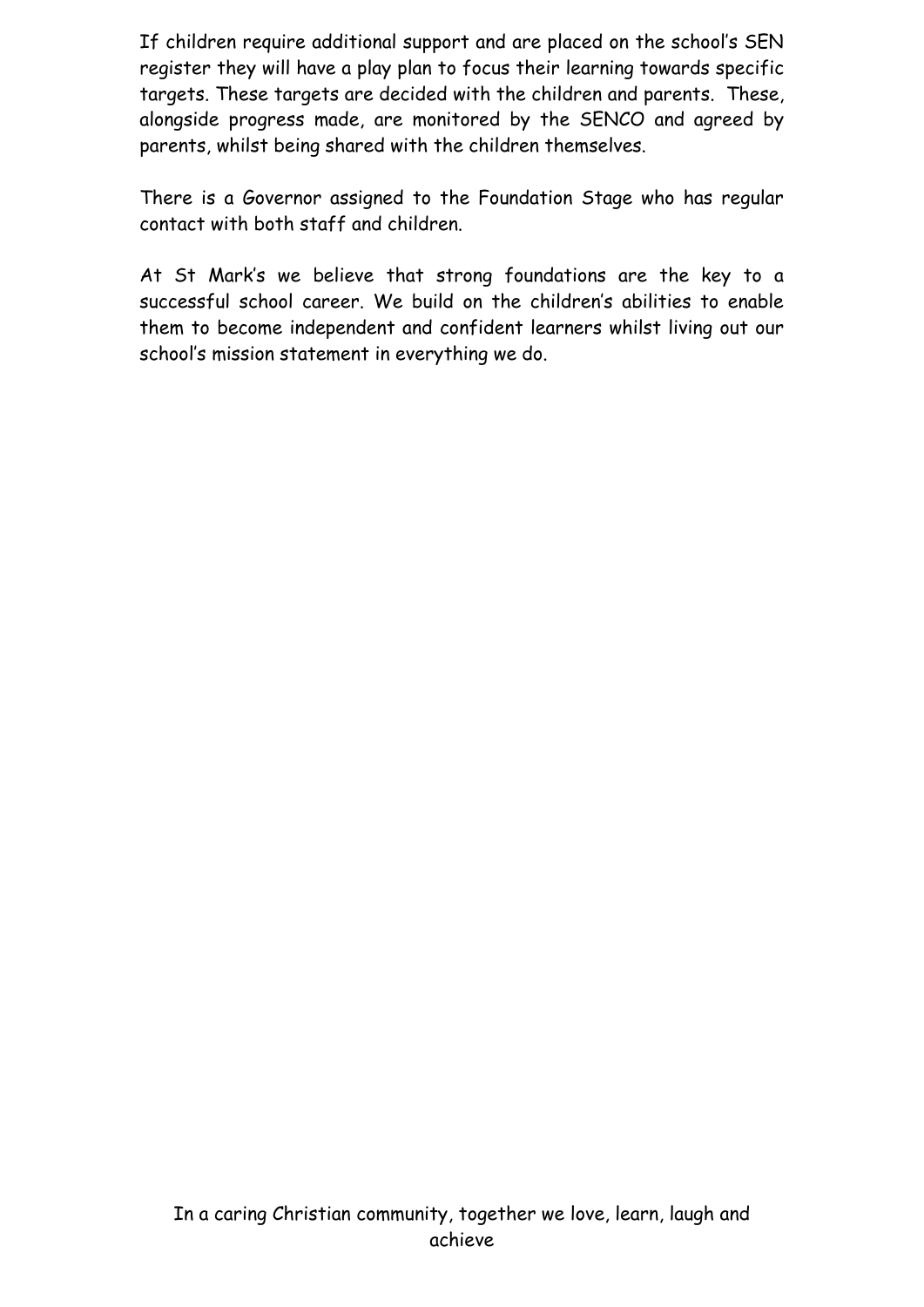If children require additional support and are placed on the school's SEN register they will have a play plan to focus their learning towards specific targets. These targets are decided with the children and parents. These, alongside progress made, are monitored by the SENCO and agreed by parents, whilst being shared with the children themselves.

There is a Governor assigned to the Foundation Stage who has regular contact with both staff and children.

At St Mark's we believe that strong foundations are the key to a successful school career. We build on the children's abilities to enable them to become independent and confident learners whilst living out our school's mission statement in everything we do.